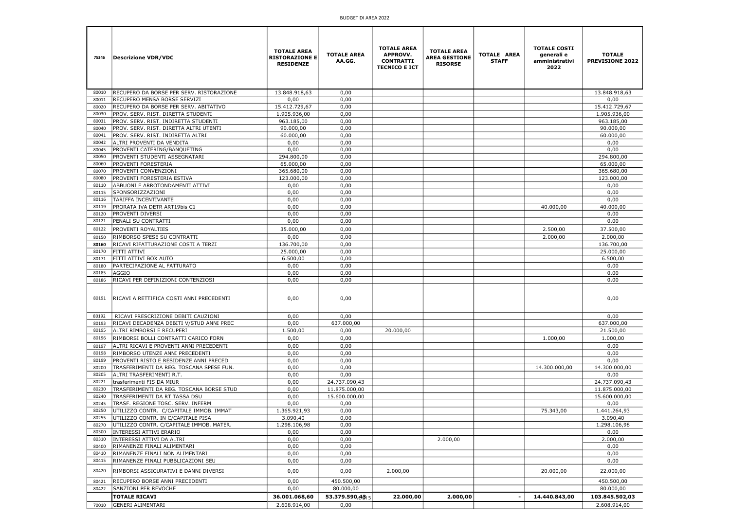BUDGET DI AREA 2022

| 75346 | Descrizione VDR/VDC | TOTALE AREA RISTORAZIONE E RESIDENZE | TOTALE AREA AA.GG. | TOTALE AREA APPROVV. CONTRATTI TECNICO E ICT | TOTALE AREA AREA GESTIONE RISORSE | TOTALE AREA STAFF | TOTALE COSTI generali e amministrativi 2022 | TOTALE PREVISIONE 2022 |
|---|---|---|---|---|---|---|---|---|
| 80010 | RECUPERO DA BORSE PER SERV. RISTORAZIONE | 13.848.918,63 | 0,00 | | | | | 13.848.918,63 |
| 80011 | RECUPERO MENSA BORSE SERVIZI | 0,00 | 0,00 | | | | | 0,00 |
| 80020 | RECUPERO DA BORSE PER SERV. ABITATIVO | 15.412.729,67 | 0,00 | | | | | 15.412.729,67 |
| 80030 | PROV. SERV. RIST. DIRETTA STUDENTI | 1.905.936,00 | 0,00 | | | | | 1.905.936,00 |
| 80031 | PROV. SERV. RIST. INDIRETTA STUDENTI | 963.185,00 | 0,00 | | | | | 963.185,00 |
| 80040 | PROV. SERV. RIST. DIRETTA ALTRI UTENTI | 90.000,00 | 0,00 | | | | | 90.000,00 |
| 80041 | PROV. SERV. RIST. INDIRETTA ALTRI | 60.000,00 | 0,00 | | | | | 60.000,00 |
| 80042 | ALTRI PROVENTI DA VENDITA | 0,00 | 0,00 | | | | | 0,00 |
| 80045 | PROVENTI CATERING/BANQUETING | 0,00 | 0,00 | | | | | 0,00 |
| 80050 | PROVENTI STUDENTI ASSEGNATARI | 294.800,00 | 0,00 | | | | | 294.800,00 |
| 80060 | PROVENTI FORESTERIA | 65.000,00 | 0,00 | | | | | 65.000,00 |
| 80070 | PROVENTI CONVENZIONI | 365.680,00 | 0,00 | | | | | 365.680,00 |
| 80080 | PROVENTI FORESTERIA ESTIVA | 123.000,00 | 0,00 | | | | | 123.000,00 |
| 80110 | ABBUONI E ARROTONDAMENTI ATTIVI | 0,00 | 0,00 | | | | | 0,00 |
| 80115 | SPONSORIZZAZIONI | 0,00 | 0,00 | | | | | 0,00 |
| 80116 | TARIFFA INCENTIVANTE | 0,00 | 0,00 | | | | | 0,00 |
| 80119 | PRORATA IVA DETR ART19bis C1 | 0,00 | 0,00 | | | | 40.000,00 | 40.000,00 |
| 80120 | PROVENTI DIVERSI | 0,00 | 0,00 | | | | | 0,00 |
| 80121 | PENALI SU CONTRATTI | 0,00 | 0,00 | | | | | 0,00 |
| 80122 | PROVENTI ROYALTIES | 35.000,00 | 0,00 | | | | 2.500,00 | 37.500,00 |
| 80150 | RIMBORSO SPESE SU CONTRATTI | 0,00 | 0,00 | | | | 2.000,00 | 2.000,00 |
| **80160** | RICAVI RIFATTURAZIONE COSTI A TERZI | 136.700,00 | 0,00 | | | | | 136.700,00 |
| 80170 | FITTI ATTIVI | 25.000,00 | 0,00 | | | | | 25.000,00 |
| 80171 | FITTI ATTIVI BOX AUTO | 6.500,00 | 0,00 | | | | | 6.500,00 |
| 80180 | PARTECIPAZIONE AL FATTURATO | 0,00 | 0,00 | | | | | 0,00 |
| 80185 | AGGIO | 0,00 | 0,00 | | | | | 0,00 |
| 80186 | RICAVI PER DEFINIZIONI CONTENZIOSI | 0,00 | 0,00 | | | | | 0,00 |
| 80191 | RICAVI A RETTIFICA COSTI ANNI PRECEDENTI | 0,00 | 0,00 | | | | | 0,00 |
| 80192 | RICAVI PRESCRIZIONE DEBITI CAUZIONI | 0,00 | 0,00 | | | | | 0,00 |
| 80193 | RICAVI DECADENZA DEBITI V/STUD ANNI PREC | 0,00 | 637.000,00 | | | | | 637.000,00 |
| 80195 | ALTRI RIMBORSI E RECUPERI | 1.500,00 | 0,00 | 20.000,00 | | | | 21.500,00 |
| 80196 | RIMBORSI BOLLI CONTRATTI CARICO FORN | 0,00 | 0,00 | | | | 1.000,00 | 1.000,00 |
| 80197 | ALTRI RICAVI E PROVENTI ANNI PRECEDENTI | 0,00 | 0,00 | | | | | 0,00 |
| 80198 | RIMBORSO UTENZE ANNI PRECEDENTI | 0,00 | 0,00 | | | | | 0,00 |
| 80199 | PROVENTI RISTO E RESIDENZE ANNI PRECED | 0,00 | 0,00 | | | | | 0,00 |
| 80200 | TRASFERIMENTI DA REG. TOSCANA SPESE FUN. | 0,00 | 0,00 | | | | 14.300.000,00 | 14.300.000,00 |
| 80205 | ALTRI TRASFERIMENTI R.T. | 0,00 | 0,00 | | | | | 0,00 |
| 80221 | trasferimenti FIS DA MIUR | 0,00 | 24.737.090,43 | | | | | 24.737.090,43 |
| 80230 | TRASFERIMENTI DA REG. TOSCANA BORSE STUD | 0,00 | 11.875.000,00 | | | | | 11.875.000,00 |
| 80240 | TRASFERIMENTI DA RT TASSA DSU | 0,00 | 15.600.000,00 | | | | | 15.600.000,00 |
| 80245 | TRASF. REGIONE TOSC. SERV. INFERM | 0,00 | 0,00 | | | | | 0,00 |
| 80250 | UTILIZZO CONTR. C/CAPITALE IMMOB. IMMAT | 1.365.921,93 | 0,00 | | | | 75.343,00 | 1.441.264,93 |
| 80255 | UTILIZZO CONTR. IN C/CAPITALE PISA | 3.090,40 | 0,00 | | | | | 3.090,40 |
| 80270 | UTILIZZO CONTR. C/CAPITALE IMMOB. MATER. | 1.298.106,98 | 0,00 | | | | | 1.298.106,98 |
| 80300 | INTERESSI ATTIVI ERARIO | 0,00 | 0,00 | | | | | 0,00 |
| 80310 | INTERESSI ATTIVI DA ALTRI | 0,00 | 0,00 | | 2.000,00 | | | 2.000,00 |
| 80400 | RIMANENZE FINALI ALIMENTARI | 0,00 | 0,00 | | | | | 0,00 |
| 80410 | RIMANENZE FINALI NON ALIMENTARI | 0,00 | 0,00 | | | | | 0,00 |
| 80415 | RIMANENZE FINALI PUBBLICAZIONI SEU | 0,00 | 0,00 | | | | | 0,00 |
| 80420 | RIMBORSI ASSICURATIVI E DANNI DIVERSI | 0,00 | 0,00 | 2.000,00 | | | 20.000,00 | 22.000,00 |
| 80421 | RECUPERO BORSE ANNI PRECEDENTI | 0,00 | 450.500,00 | | | | | 450.500,00 |
| 80422 | SANZIONI PER REVOCHE | 0,00 | 80.000,00 | | | | | 80.000,00 |
| | **TOTALE RICAVI** | **36.001.068,60** | **53.379.590,43** | **22.000,00** | **2.000,00** | **-** | **14.440.843,00** | **103.845.502,03** |
| 70010 | GENERI ALIMENTARI | 2.608.914,00 | 0,00 | | | | | 2.608.914,00 |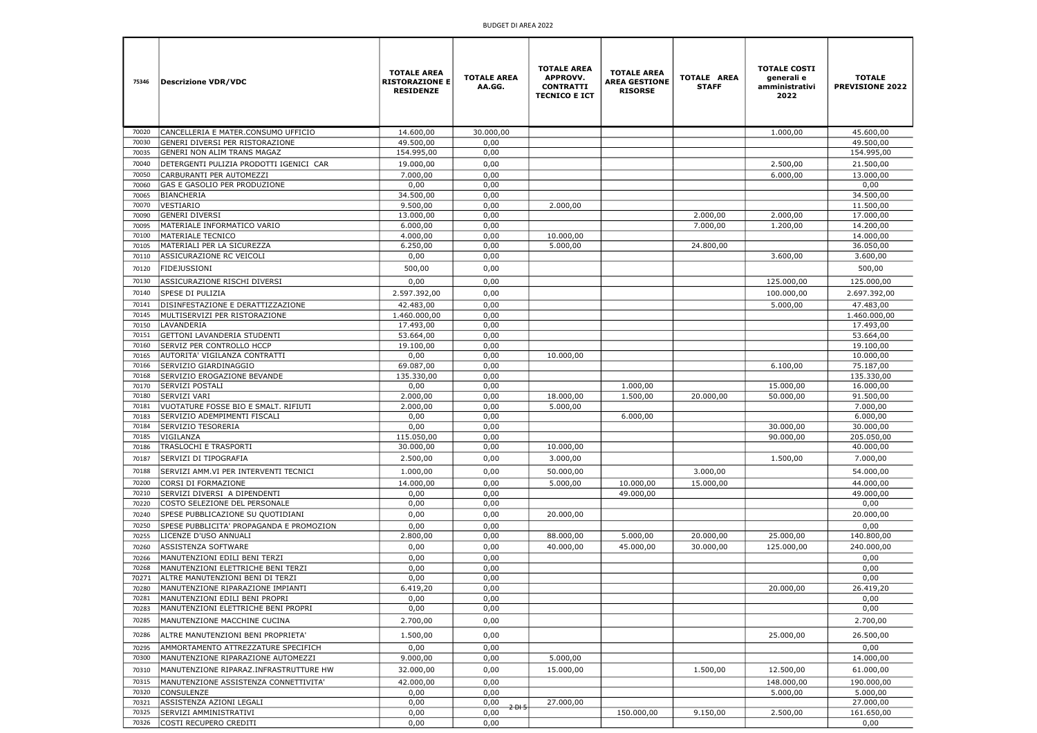BUDGET DI AREA 2022

| 75346 | Descrizione VDR/VDC | TOTALE AREA RISTORAZIONE E RESIDENZE | TOTALE AREA AA.GG. | TOTALE AREA APPROVV. CONTRATTI TECNICO E ICT | TOTALE AREA AREA GESTIONE RISORSE | TOTALE AREA STAFF | TOTALE COSTI generali e amministrativi 2022 | TOTALE PREVISIONE 2022 |
|---|---|---|---|---|---|---|---|---|
| 70020 | CANCELLERIA E MATER.CONSUMO UFFICIO | 14.600,00 | 30.000,00 | | | | 1.000,00 | 45.600,00 |
| 70030 | GENERI DIVERSI PER RISTORAZIONE | 49.500,00 | 0,00 | | | | | 49.500,00 |
| 70035 | GENERI NON ALIM TRANS MAGAZ | 154.995,00 | 0,00 | | | | | 154.995,00 |
| 70040 | DETERGENTI PULIZIA PRODOTTI IGENICI CAR | 19.000,00 | 0,00 | | | | 2.500,00 | 21.500,00 |
| 70050 | CARBURANTI PER AUTOMEZZI | 7.000,00 | 0,00 | | | | 6.000,00 | 13.000,00 |
| 70060 | GAS E GASOLIO PER PRODUZIONE | 0,00 | 0,00 | | | | | 0,00 |
| 70065 | BIANCHERIA | 34.500,00 | 0,00 | | | | | 34.500,00 |
| 70070 | VESTIARIO | 9.500,00 | 0,00 | 2.000,00 | | | | 11.500,00 |
| 70090 | GENERI DIVERSI | 13.000,00 | 0,00 | | | 2.000,00 | 2.000,00 | 17.000,00 |
| 70095 | MATERIALE INFORMATICO VARIO | 6.000,00 | 0,00 | | | 7.000,00 | 1.200,00 | 14.200,00 |
| 70100 | MATERIALE TECNICO | 4.000,00 | 0,00 | 10.000,00 | | | | 14.000,00 |
| 70105 | MATERIALI PER LA SICUREZZA | 6.250,00 | 0,00 | 5.000,00 | | 24.800,00 | | 36.050,00 |
| 70110 | ASSICURAZIONE RC VEICOLI | 0,00 | 0,00 | | | | 3.600,00 | 3.600,00 |
| 70120 | FIDEJUSSIONI | 500,00 | 0,00 | | | | | 500,00 |
| 70130 | ASSICURAZIONE RISCHI DIVERSI | 0,00 | 0,00 | | | | 125.000,00 | 125.000,00 |
| 70140 | SPESE DI PULIZIA | 2.597.392,00 | 0,00 | | | | 100.000,00 | 2.697.392,00 |
| 70141 | DISINFESTAZIONE E DERATTIZZAZIONE | 42.483,00 | 0,00 | | | | 5.000,00 | 47.483,00 |
| 70145 | MULTISERVIZI PER RISTORAZIONE | 1.460.000,00 | 0,00 | | | | | 1.460.000,00 |
| 70150 | LAVANDERIA | 17.493,00 | 0,00 | | | | | 17.493,00 |
| 70151 | GETTONI LAVANDERIA STUDENTI | 53.664,00 | 0,00 | | | | | 53.664,00 |
| 70160 | SERVIZ PER CONTROLLO HCCP | 19.100,00 | 0,00 | | | | | 19.100,00 |
| 70165 | AUTORITA' VIGILANZA CONTRATTI | 0,00 | 0,00 | 10.000,00 | | | | 10.000,00 |
| 70166 | SERVIZIO GIARDINAGGIO | 69.087,00 | 0,00 | | | | 6.100,00 | 75.187,00 |
| 70168 | SERVIZIO EROGAZIONE BEVANDE | 135.330,00 | 0,00 | | | | | 135.330,00 |
| 70170 | SERVIZI POSTALI | 0,00 | 0,00 | | 1.000,00 | | 15.000,00 | 16.000,00 |
| 70180 | SERVIZI VARI | 2.000,00 | 0,00 | 18.000,00 | 1.500,00 | 20.000,00 | 50.000,00 | 91.500,00 |
| 70181 | VUOTATURE FOSSE BIO E SMALT. RIFIUTI | 2.000,00 | 0,00 | 5.000,00 | | | | 7.000,00 |
| 70183 | SERVIZIO ADEMPIMENTI FISCALI | 0,00 | 0,00 | | 6.000,00 | | | 6.000,00 |
| 70184 | SERVIZIO TESORERIA | 0,00 | 0,00 | | | | 30.000,00 | 30.000,00 |
| 70185 | VIGILANZA | 115.050,00 | 0,00 | | | | 90.000,00 | 205.050,00 |
| 70186 | TRASLOCHI E TRASPORTI | 30.000,00 | 0,00 | 10.000,00 | | | | 40.000,00 |
| 70187 | SERVIZI DI TIPOGRAFIA | 2.500,00 | 0,00 | 3.000,00 | | | 1.500,00 | 7.000,00 |
| 70188 | SERVIZI AMM.VI PER INTERVENTI TECNICI | 1.000,00 | 0,00 | 50.000,00 | | 3.000,00 | | 54.000,00 |
| 70200 | CORSI DI FORMAZIONE | 14.000,00 | 0,00 | 5.000,00 | 10.000,00 | 15.000,00 | | 44.000,00 |
| 70210 | SERVIZI DIVERSI A DIPENDENTI | 0,00 | 0,00 | | 49.000,00 | | | 49.000,00 |
| 70220 | COSTO SELEZIONE DEL PERSONALE | 0,00 | 0,00 | | | | | 0,00 |
| 70240 | SPESE PUBBLICAZIONE SU QUOTIDIANI | 0,00 | 0,00 | 20.000,00 | | | | 20.000,00 |
| 70250 | SPESE PUBBLICITA' PROPAGANDA E PROMOZION | 0,00 | 0,00 | | | | | 0,00 |
| 70255 | LICENZE D'USO ANNUALI | 2.800,00 | 0,00 | 88.000,00 | 5.000,00 | 20.000,00 | 25.000,00 | 140.800,00 |
| 70260 | ASSISTENZA SOFTWARE | 0,00 | 0,00 | 40.000,00 | 45.000,00 | 30.000,00 | 125.000,00 | 240.000,00 |
| 70266 | MANUTENZIONI EDILI BENI TERZI | 0,00 | 0,00 | | | | | 0,00 |
| 70268 | MANUTENZIONI ELETTRICHE BENI TERZI | 0,00 | 0,00 | | | | | 0,00 |
| 70271 | ALTRE MANUTENZIONI BENI DI TERZI | 0,00 | 0,00 | | | | | 0,00 |
| 70280 | MANUTENZIONE RIPARAZIONE IMPIANTI | 6.419,20 | 0,00 | | | | 20.000,00 | 26.419,20 |
| 70281 | MANUTENZIONI EDILI BENI PROPRI | 0,00 | 0,00 | | | | | 0,00 |
| 70283 | MANUTENZIONI ELETTRICHE BENI PROPRI | 0,00 | 0,00 | | | | | 0,00 |
| 70285 | MANUTENZIONE MACCHINE CUCINA | 2.700,00 | 0,00 | | | | | 2.700,00 |
| 70286 | ALTRE MANUTENZIONI BENI PROPRIETA' | 1.500,00 | 0,00 | | | | 25.000,00 | 26.500,00 |
| 70295 | AMMORTAMENTO ATTREZZATURE SPECIFICH | 0,00 | 0,00 | | | | | 0,00 |
| 70300 | MANUTENZIONE RIPARAZIONE AUTOMEZZI | 9.000,00 | 0,00 | 5.000,00 | | | | 14.000,00 |
| 70310 | MANUTENZIONE RIPARAZ.INFRASTRUTTURE HW | 32.000,00 | 0,00 | 15.000,00 | | 1.500,00 | 12.500,00 | 61.000,00 |
| 70315 | MANUTENZIONE ASSISTENZA CONNETTIVITA' | 42.000,00 | 0,00 | | | | 148.000,00 | 190.000,00 |
| 70320 | CONSULENZE | 0,00 | 0,00 | | | | 5.000,00 | 5.000,00 |
| 70321 | ASSISTENZA AZIONI LEGALI | 0,00 | 0,00 | 27.000,00 | | | | 27.000,00 |
| 70325 | SERVIZI AMMINISTRATIVI | 0,00 | 0,00 | | 150.000,00 | 9.150,00 | 2.500,00 | 161.650,00 |
| 70326 | COSTI RECUPERO CREDITI | 0,00 | 0,00 | | | | | 0,00 |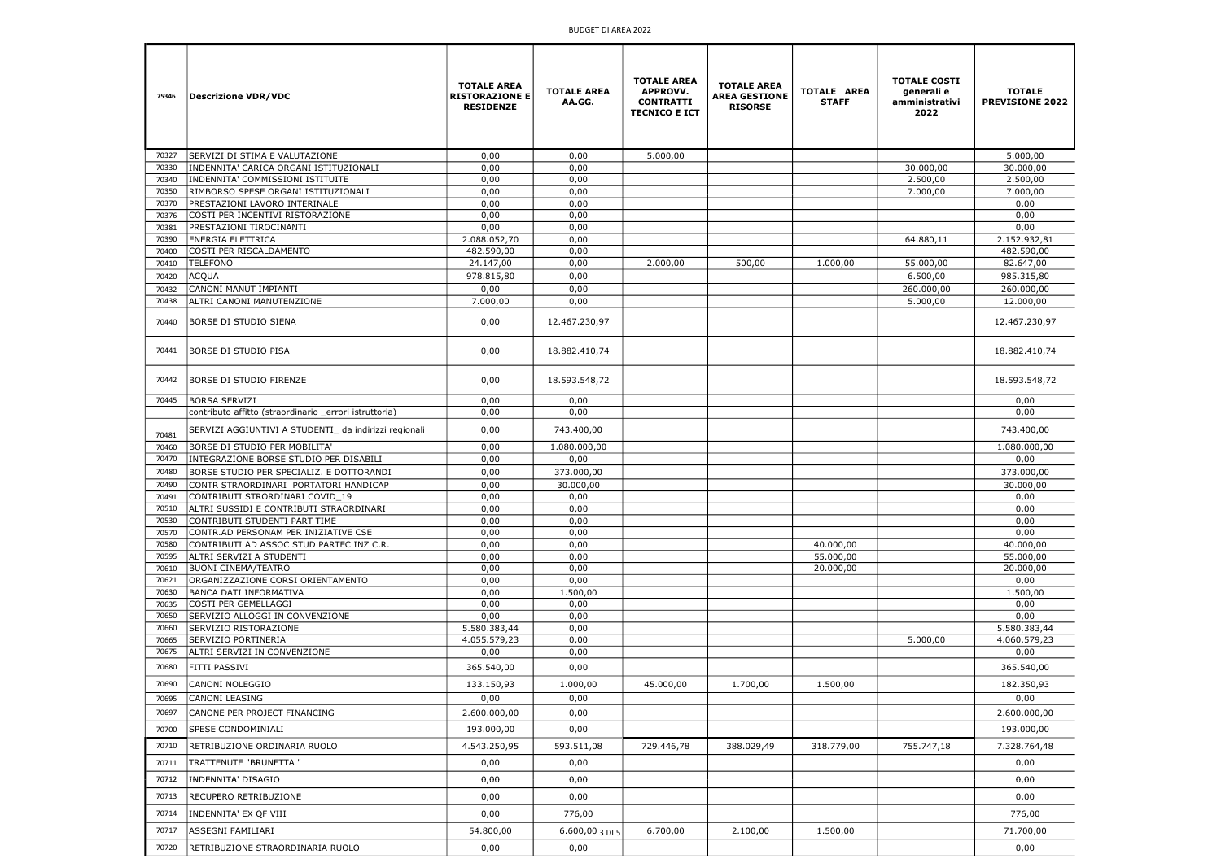BUDGET DI AREA 2022

| 75346 | Descrizione VDR/VDC | TOTALE AREA RISTORAZIONE E RESIDENZE | TOTALE AREA AA.GG. | TOTALE AREA APPROVV. CONTRATTI TECNICO E ICT | TOTALE AREA AREA GESTIONE RISORSE | TOTALE AREA STAFF | TOTALE COSTI generali e amministrativi 2022 | TOTALE PREVISIONE 2022 |
|---|---|---|---|---|---|---|---|---|
| 70327 | SERVIZI DI STIMA E VALUTAZIONE | 0,00 | 0,00 | 5.000,00 | | | | 5.000,00 |
| 70330 | INDENNITA' CARICA ORGANI ISTITUZIONALI | 0,00 | 0,00 | | | | 30.000,00 | 30.000,00 |
| 70340 | INDENNITA' COMMISSIONI ISTITUITE | 0,00 | 0,00 | | | | 2.500,00 | 2.500,00 |
| 70350 | RIMBORSO SPESE ORGANI ISTITUZIONALI | 0,00 | 0,00 | | | | 7.000,00 | 7.000,00 |
| 70370 | PRESTAZIONI LAVORO INTERINALE | 0,00 | 0,00 | | | | | 0,00 |
| 70376 | COSTI PER INCENTIVI RISTORAZIONE | 0,00 | 0,00 | | | | | 0,00 |
| 70381 | PRESTAZIONI TIROCINANTI | 0,00 | 0,00 | | | | | 0,00 |
| 70390 | ENERGIA ELETTRICA | 2.088.052,70 | 0,00 | | | | 64.880,11 | 2.152.932,81 |
| 70400 | COSTI PER RISCALDAMENTO | 482.590,00 | 0,00 | | | | | 482.590,00 |
| 70410 | TELEFONO | 24.147,00 | 0,00 | 2.000,00 | 500,00 | 1.000,00 | 55.000,00 | 82.647,00 |
| 70420 | ACQUA | 978.815,80 | 0,00 | | | | 6.500,00 | 985.315,80 |
| 70432 | CANONI MANUT IMPIANTI | 0,00 | 0,00 | | | | 260.000,00 | 260.000,00 |
| 70438 | ALTRI CANONI MANUTENZIONE | 7.000,00 | 0,00 | | | | 5.000,00 | 12.000,00 |
| 70440 | BORSE DI STUDIO SIENA | 0,00 | 12.467.230,97 | | | | | 12.467.230,97 |
| 70441 | BORSE DI STUDIO PISA | 0,00 | 18.882.410,74 | | | | | 18.882.410,74 |
| 70442 | BORSE DI STUDIO FIRENZE | 0,00 | 18.593.548,72 | | | | | 18.593.548,72 |
| 70445 | BORSA SERVIZI | 0,00 | 0,00 | | | | | 0,00 |
| | contributo affitto (straordinario _errori istruttoria) | 0,00 | 0,00 | | | | | 0,00 |
| 70481 | SERVIZI AGGIUNTIVI A STUDENTI_ da indirizzi regionali | 0,00 | 743.400,00 | | | | | 743.400,00 |
| 70460 | BORSE DI STUDIO PER MOBILITA' | 0,00 | 1.080.000,00 | | | | | 1.080.000,00 |
| 70470 | INTEGRAZIONE BORSE STUDIO PER DISABILI | 0,00 | 0,00 | | | | | 0,00 |
| 70480 | BORSE STUDIO PER SPECIALIZ. E DOTTORANDI | 0,00 | 373.000,00 | | | | | 373.000,00 |
| 70490 | CONTR STRAORDINARI PORTATORI HANDICAP | 0,00 | 30.000,00 | | | | | 30.000,00 |
| 70491 | CONTRIBUTI STRORDINARI COVID_19 | 0,00 | 0,00 | | | | | 0,00 |
| 70510 | ALTRI SUSSIDI E CONTRIBUTI STRAORDINARI | 0,00 | 0,00 | | | | | 0,00 |
| 70530 | CONTRIBUTI STUDENTI PART TIME | 0,00 | 0,00 | | | | | 0,00 |
| 70570 | CONTR.AD PERSONAM PER INIZIATIVE CSE | 0,00 | 0,00 | | | | | 0,00 |
| 70580 | CONTRIBUTI AD ASSOC STUD PARTEC INZ C.R. | 0,00 | 0,00 | | | 40.000,00 | | 40.000,00 |
| 70595 | ALTRI SERVIZI A STUDENTI | 0,00 | 0,00 | | | 55.000,00 | | 55.000,00 |
| 70610 | BUONI CINEMA/TEATRO | 0,00 | 0,00 | | | 20.000,00 | | 20.000,00 |
| 70621 | ORGANIZZAZIONE CORSI ORIENTAMENTO | 0,00 | 0,00 | | | | | 0,00 |
| 70630 | BANCA DATI INFORMATIVA | 0,00 | 1.500,00 | | | | | 1.500,00 |
| 70635 | COSTI PER GEMELLAGGI | 0,00 | 0,00 | | | | | 0,00 |
| 70650 | SERVIZIO ALLOGGI IN CONVENZIONE | 0,00 | 0,00 | | | | | 0,00 |
| 70660 | SERVIZIO RISTORAZIONE | 5.580.383,44 | 0,00 | | | | | 5.580.383,44 |
| 70665 | SERVIZIO PORTINERIA | 4.055.579,23 | 0,00 | | | | 5.000,00 | 4.060.579,23 |
| 70675 | ALTRI SERVIZI IN CONVENZIONE | 0,00 | 0,00 | | | | | 0,00 |
| 70680 | FITTI PASSIVI | 365.540,00 | 0,00 | | | | | 365.540,00 |
| 70690 | CANONI NOLEGGIO | 133.150,93 | 1.000,00 | 45.000,00 | 1.700,00 | 1.500,00 | | 182.350,93 |
| 70695 | CANONI LEASING | 0,00 | 0,00 | | | | | 0,00 |
| 70697 | CANONE PER PROJECT FINANCING | 2.600.000,00 | 0,00 | | | | | 2.600.000,00 |
| 70700 | SPESE CONDOMINIALI | 193.000,00 | 0,00 | | | | | 193.000,00 |
| 70710 | RETRIBUZIONE ORDINARIA RUOLO | 4.543.250,95 | 593.511,08 | 729.446,78 | 388.029,49 | 318.779,00 | 755.747,18 | 7.328.764,48 |
| 70711 | TRATTENUTE "BRUNETTA " | 0,00 | 0,00 | | | | | 0,00 |
| 70712 | INDENNITA' DISAGIO | 0,00 | 0,00 | | | | | 0,00 |
| 70713 | RECUPERO RETRIBUZIONE | 0,00 | 0,00 | | | | | 0,00 |
| 70714 | INDENNITA' EX QF VIII | 0,00 | 776,00 | | | | | 776,00 |
| 70717 | ASSEGNI FAMILIARI | 54.800,00 | 6.600,00 | 6.700,00 | 2.100,00 | 1.500,00 | | 71.700,00 |
| 70720 | RETRIBUZIONE STRAORDINARIA RUOLO | 0,00 | 0,00 | | | | | 0,00 |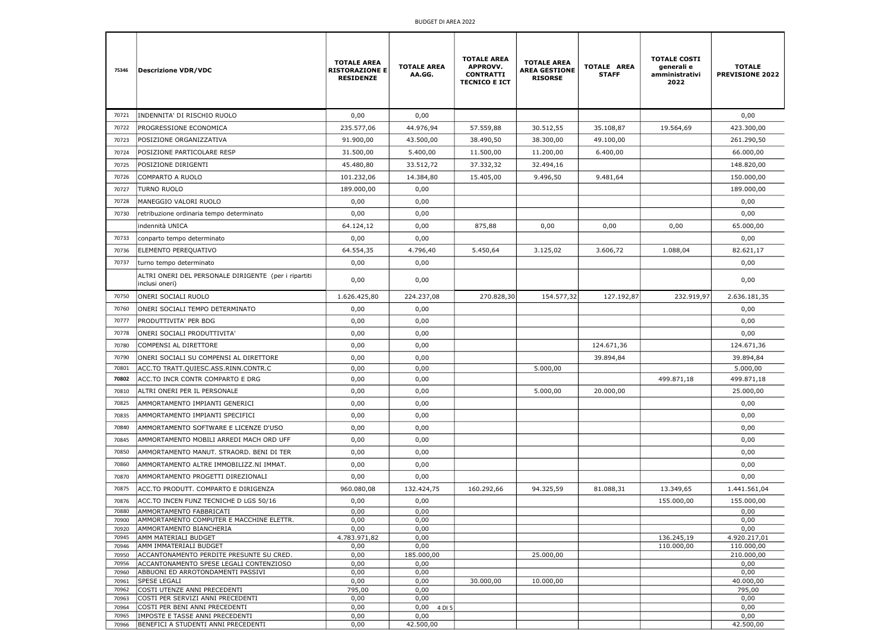BUDGET DI AREA 2022

| 75346 | Descrizione VDR/VDC | TOTALE AREA RISTORAZIONE E RESIDENZE | TOTALE AREA AA.GG. | TOTALE AREA APPROVV. CONTRATTI TECNICO E ICT | TOTALE AREA AREA GESTIONE RISORSE | TOTALE AREA STAFF | TOTALE COSTI generali e amministrativi 2022 | TOTALE PREVISIONE 2022 |
|---|---|---|---|---|---|---|---|---|
| 70721 | INDENNITA' DI RISCHIO RUOLO | 0,00 | 0,00 | | | | | 0,00 |
| 70722 | PROGRESSIONE ECONOMICA | 235.577,06 | 44.976,94 | 57.559,88 | 30.512,55 | 35.108,87 | 19.564,69 | 423.300,00 |
| 70723 | POSIZIONE ORGANIZZATIVA | 91.900,00 | 43.500,00 | 38.490,50 | 38.300,00 | 49.100,00 | | 261.290,50 |
| 70724 | POSIZIONE PARTICOLARE RESP | 31.500,00 | 5.400,00 | 11.500,00 | 11.200,00 | 6.400,00 | | 66.000,00 |
| 70725 | POSIZIONE DIRIGENTI | 45.480,80 | 33.512,72 | 37.332,32 | 32.494,16 | | | 148.820,00 |
| 70726 | COMPARTO A RUOLO | 101.232,06 | 14.384,80 | 15.405,00 | 9.496,50 | 9.481,64 | | 150.000,00 |
| 70727 | TURNO RUOLO | 189.000,00 | 0,00 | | | | | 189.000,00 |
| 70728 | MANEGGIO VALORI RUOLO | 0,00 | 0,00 | | | | | 0,00 |
| 70730 | retribuzione ordinaria tempo determinato | 0,00 | 0,00 | | | | | 0,00 |
| | indennità UNICA | 64.124,12 | 0,00 | 875,88 | 0,00 | 0,00 | 0,00 | 65.000,00 |
| 70733 | conparto tempo determinato | 0,00 | 0,00 | | | | | 0,00 |
| 70736 | ELEMENTO PEREQUATIVO | 64.554,35 | 4.796,40 | 5.450,64 | 3.125,02 | 3.606,72 | 1.088,04 | 82.621,17 |
| 70737 | turno tempo determinato | 0,00 | 0,00 | | | | | 0,00 |
| | ALTRI ONERI DEL PERSONALE DIRIGENTE (per i ripartiti inclusi oneri) | 0,00 | 0,00 | | | | | 0,00 |
| 70750 | ONERI SOCIALI RUOLO | 1.626.425,80 | 224.237,08 | 270.828,30 | 154.577,32 | 127.192,87 | 232.919,97 | 2.636.181,35 |
| 70760 | ONERI SOCIALI TEMPO DETERMINATO | 0,00 | 0,00 | | | | | 0,00 |
| 70777 | PRODUTTIVITA' PER BDG | 0,00 | 0,00 | | | | | 0,00 |
| 70778 | ONERI SOCIALI PRODUTTIVITA' | 0,00 | 0,00 | | | | | 0,00 |
| 70780 | COMPENSI AL DIRETTORE | 0,00 | 0,00 | | | 124.671,36 | | 124.671,36 |
| 70790 | ONERI SOCIALI SU COMPENSI AL DIRETTORE | 0,00 | 0,00 | | | 39.894,84 | | 39.894,84 |
| 70801 | ACC.TO TRATT.QUIESC.ASS.RINN.CONTR.C | 0,00 | 0,00 | | 5.000,00 | | | 5.000,00 |
| 70802 | ACC.TO INCR CONTR COMPARTO E DRG | 0,00 | 0,00 | | | | 499.871,18 | 499.871,18 |
| 70810 | ALTRI ONERI PER IL PERSONALE | 0,00 | 0,00 | | 5.000,00 | 20.000,00 | | 25.000,00 |
| 70825 | AMMORTAMENTO IMPIANTI GENERICI | 0,00 | 0,00 | | | | | 0,00 |
| 70835 | AMMORTAMENTO IMPIANTI SPECIFICI | 0,00 | 0,00 | | | | | 0,00 |
| 70840 | AMMORTAMENTO SOFTWARE E LICENZE D'USO | 0,00 | 0,00 | | | | | 0,00 |
| 70845 | AMMORTAMENTO MOBILI ARREDI MACH ORD UFF | 0,00 | 0,00 | | | | | 0,00 |
| 70850 | AMMORTAMENTO MANUT. STRAORD. BENI DI TER | 0,00 | 0,00 | | | | | 0,00 |
| 70860 | AMMORTAMENTO ALTRE IMMOBILIZZ.NI IMMAT. | 0,00 | 0,00 | | | | | 0,00 |
| 70870 | AMMORTAMENTO PROGETTI DIREZIONALI | 0,00 | 0,00 | | | | | 0,00 |
| 70875 | ACC.TO PRODUTT. COMPARTO E DIRIGENZA | 960.080,08 | 132.424,75 | 160.292,66 | 94.325,59 | 81.088,31 | 13.349,65 | 1.441.561,04 |
| 70876 | ACC.TO INCEN FUNZ TECNICHE D LGS 50/16 | 0,00 | 0,00 | | | | 155.000,00 | 155.000,00 |
| 70880 | AMMORTAMENTO FABBRICATI | 0,00 | 0,00 | | | | | 0,00 |
| 70900 | AMMORTAMENTO COMPUTER E MACCHINE ELETTR. | 0,00 | 0,00 | | | | | 0,00 |
| 70920 | AMMORTAMENTO BIANCHERIA | 0,00 | 0,00 | | | | | 0,00 |
| 70945 | AMM MATERIALI BUDGET | 4.783.971,82 | 0,00 | | | | 136.245,19 | 4.920.217,01 |
| 70946 | AMM IMMATERIALI BUDGET | 0,00 | 0,00 | | | | 110.000,00 | 110.000,00 |
| 70950 | ACCANTONAMENTO PERDITE PRESUNTE SU CRED. | 0,00 | 185.000,00 | | 25.000,00 | | | 210.000,00 |
| 70956 | ACCANTONAMENTO SPESE LEGALI CONTENZIOSO | 0,00 | 0,00 | | | | | 0,00 |
| 70960 | ABBUONI ED ARROTONDAMENTI PASSIVI | 0,00 | 0,00 | | | | | 0,00 |
| 70961 | SPESE LEGALI | 0,00 | 0,00 | 30.000,00 | 10.000,00 | | | 40.000,00 |
| 70962 | COSTI UTENZE ANNI PRECEDENTI | 795,00 | 0,00 | | | | | 795,00 |
| 70963 | COSTI PER SERVIZI ANNI PRECEDENTI | 0,00 | 0,00 | | | | | 0,00 |
| 70964 | COSTI PER BENI ANNI PRECEDENTI | 0,00 | 0,00 | | | | | 0,00 |
| 70965 | IMPOSTE E TASSE ANNI PRECEDENTI | 0,00 | 0,00 | | | | | 0,00 |
| 70966 | BENEFICI A STUDENTI ANNI PRECEDENTI | 0,00 | 42.500,00 | | | | | 42.500,00 |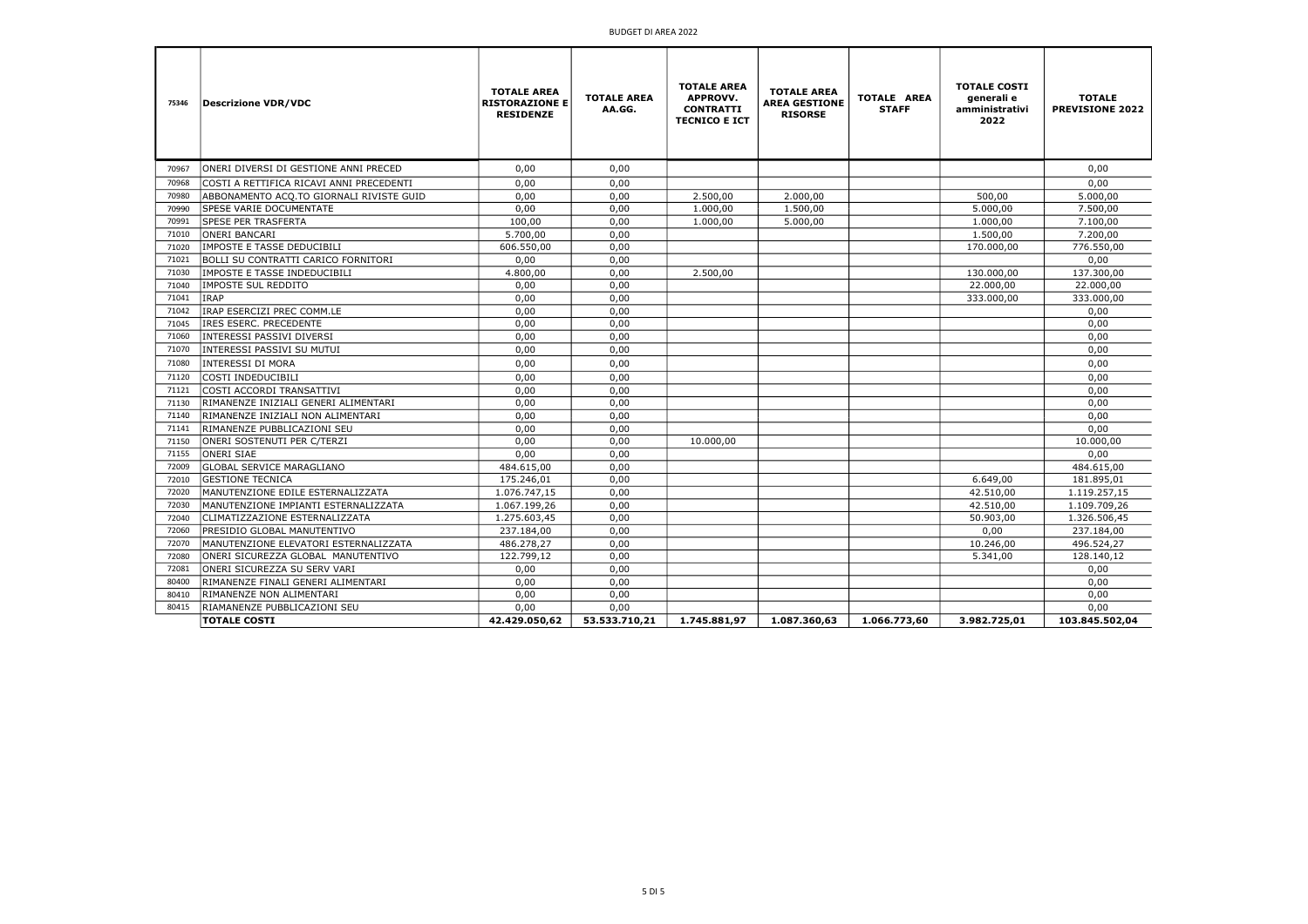| 75346 | Descrizione VDR/VDC | TOTALE AREA RISTORAZIONE E RESIDENZE | TOTALE AREA AA.GG. | TOTALE AREA APPROVV. CONTRATTI TECNICO E ICT | TOTALE AREA AREA GESTIONE RISORSE | TOTALE AREA STAFF | TOTALE COSTI generali e amministrativi 2022 | TOTALE PREVISIONE 2022 |
|---|---|---|---|---|---|---|---|---|
| 70967 | ONERI DIVERSI DI GESTIONE ANNI PRECED | 0,00 | 0,00 | | | | | 0,00 |
| 70968 | COSTI A RETTIFICA RICAVI ANNI PRECEDENTI | 0,00 | 0,00 | | | | | 0,00 |
| 70980 | ABBONAMENTO ACQ.TO GIORNALI RIVISTE GUID | 0,00 | 0,00 | 2.500,00 | 2.000,00 | | 500,00 | 5.000,00 |
| 70990 | SPESE VARIE DOCUMENTATE | 0,00 | 0,00 | 1.000,00 | 1.500,00 | | 5.000,00 | 7.500,00 |
| 70991 | SPESE PER TRASFERTA | 100,00 | 0,00 | 1.000,00 | 5.000,00 | | 1.000,00 | 7.100,00 |
| 71010 | ONERI BANCARI | 5.700,00 | 0,00 | | | | 1.500,00 | 7.200,00 |
| 71020 | IMPOSTE E TASSE DEDUCIBILI | 606.550,00 | 0,00 | | | | 170.000,00 | 776.550,00 |
| 71021 | BOLLI SU CONTRATTI CARICO FORNITORI | 0,00 | 0,00 | | | | | 0,00 |
| 71030 | IMPOSTE E TASSE INDEDUCIBILI | 4.800,00 | 0,00 | 2.500,00 | | | 130.000,00 | 137.300,00 |
| 71040 | IMPOSTE SUL REDDITO | 0,00 | 0,00 | | | | 22.000,00 | 22.000,00 |
| 71041 | IRAP | 0,00 | 0,00 | | | | 333.000,00 | 333.000,00 |
| 71042 | IRAP ESERCIZI PREC COMM.LE | 0,00 | 0,00 | | | | | 0,00 |
| 71045 | IRES ESERC. PRECEDENTE | 0,00 | 0,00 | | | | | 0,00 |
| 71060 | INTERESSI PASSIVI DIVERSI | 0,00 | 0,00 | | | | | 0,00 |
| 71070 | INTERESSI PASSIVI SU MUTUI | 0,00 | 0,00 | | | | | 0,00 |
| 71080 | INTERESSI DI MORA | 0,00 | 0,00 | | | | | 0,00 |
| 71120 | COSTI INDEDUCIBILI | 0,00 | 0,00 | | | | | 0,00 |
| 71121 | COSTI ACCORDI TRANSATTIVI | 0,00 | 0,00 | | | | | 0,00 |
| 71130 | RIMANENZE INIZIALI GENERI ALIMENTARI | 0,00 | 0,00 | | | | | 0,00 |
| 71140 | RIMANENZE INIZIALI NON ALIMENTARI | 0,00 | 0,00 | | | | | 0,00 |
| 71141 | RIMANENZE PUBBLICAZIONI SEU | 0,00 | 0,00 | | | | | 0,00 |
| 71150 | ONERI SOSTENUTI PER C/TERZI | 0,00 | 0,00 | 10.000,00 | | | | 10.000,00 |
| 71155 | ONERI SIAE | 0,00 | 0,00 | | | | | 0,00 |
| 72009 | GLOBAL SERVICE MARAGLIANO | 484.615,00 | 0,00 | | | | | 484.615,00 |
| 72010 | GESTIONE TECNICA | 175.246,01 | 0,00 | | | | 6.649,00 | 181.895,01 |
| 72020 | MANUTENZIONE EDILE ESTERNALIZZATA | 1.076.747,15 | 0,00 | | | | 42.510,00 | 1.119.257,15 |
| 72030 | MANUTENZIONE IMPIANTI ESTERNALIZZATA | 1.067.199,26 | 0,00 | | | | 42.510,00 | 1.109.709,26 |
| 72040 | CLIMATIZZAZIONE ESTERNALIZZATA | 1.275.603,45 | 0,00 | | | | 50.903,00 | 1.326.506,45 |
| 72060 | PRESIDIO GLOBAL MANUTENTIVO | 237.184,00 | 0,00 | | | | 0,00 | 237.184,00 |
| 72070 | MANUTENZIONE ELEVATORI ESTERNALIZZATA | 486.278,27 | 0,00 | | | | 10.246,00 | 496.524,27 |
| 72080 | ONERI SICUREZZA GLOBAL MANUTENTIVO | 122.799,12 | 0,00 | | | | 5.341,00 | 128.140,12 |
| 72081 | ONERI SICUREZZA SU SERV VARI | 0,00 | 0,00 | | | | | 0,00 |
| 80400 | RIMANENZE FINALI GENERI ALIMENTARI | 0,00 | 0,00 | | | | | 0,00 |
| 80410 | RIMANENZE NON ALIMENTARI | 0,00 | 0,00 | | | | | 0,00 |
| 80415 | RIAMANENZE PUBBLICAZIONI SEU | 0,00 | 0,00 | | | | | 0,00 |
| | **TOTALE COSTI** | **42.429.050,62** | **53.533.710,21** | **1.745.881,97** | **1.087.360,63** | **1.066.773,60** | **3.982.725,01** | **103.845.502,04** |